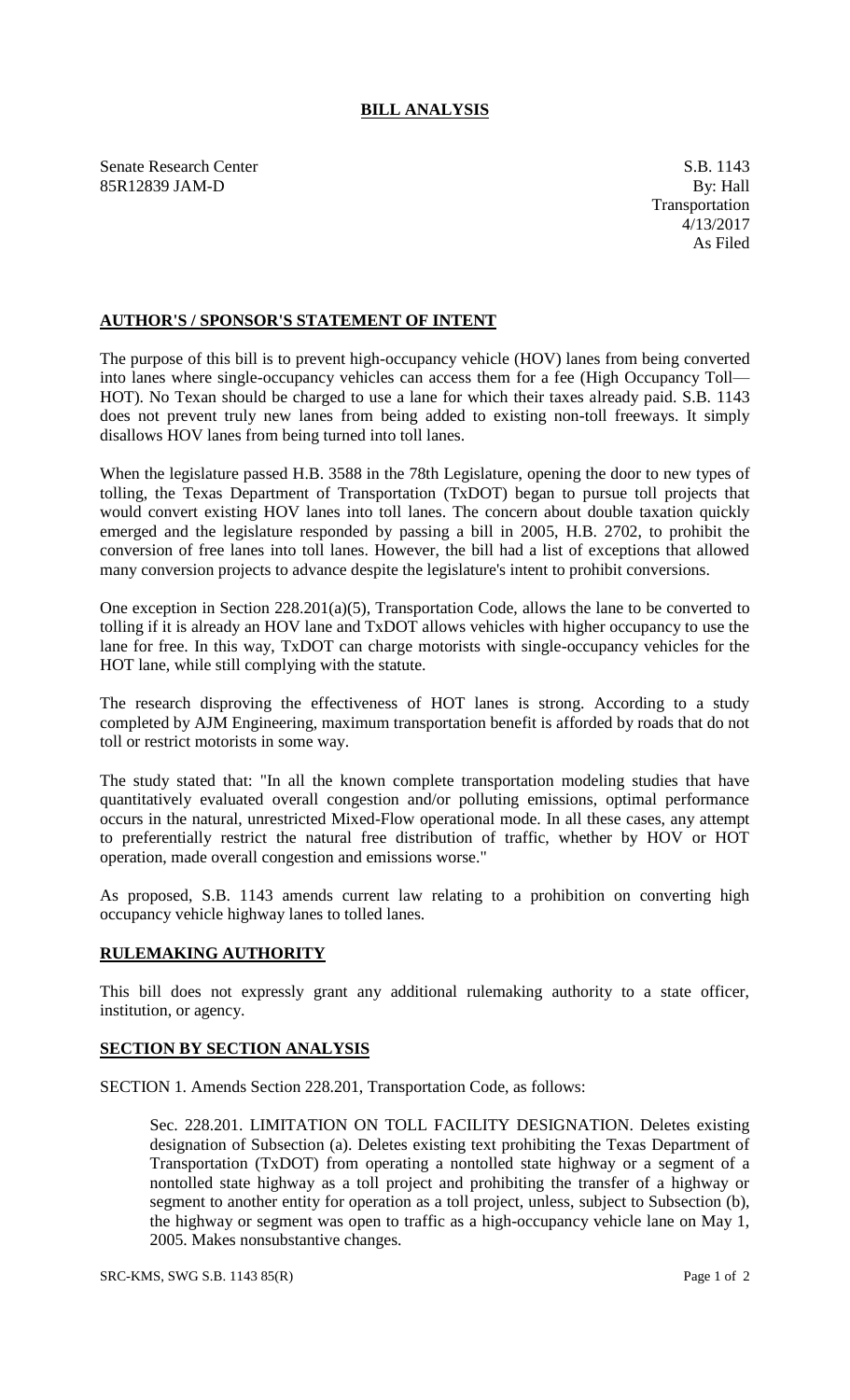# BILL ANALYSIS

Senate Research Center
85R12839 JAM-D

S.B. 1143
By: Hall
Transportation
4/13/2017
As Filed

## AUTHOR'S / SPONSOR'S STATEMENT OF INTENT

The purpose of this bill is to prevent high-occupancy vehicle (HOV) lanes from being converted into lanes where single-occupancy vehicles can access them for a fee (High Occupancy Toll—HOT). No Texan should be charged to use a lane for which their taxes already paid. S.B. 1143 does not prevent truly new lanes from being added to existing non-toll freeways. It simply disallows HOV lanes from being turned into toll lanes.

When the legislature passed H.B. 3588 in the 78th Legislature, opening the door to new types of tolling, the Texas Department of Transportation (TxDOT) began to pursue toll projects that would convert existing HOV lanes into toll lanes. The concern about double taxation quickly emerged and the legislature responded by passing a bill in 2005, H.B. 2702, to prohibit the conversion of free lanes into toll lanes. However, the bill had a list of exceptions that allowed many conversion projects to advance despite the legislature's intent to prohibit conversions.

One exception in Section 228.201(a)(5), Transportation Code, allows the lane to be converted to tolling if it is already an HOV lane and TxDOT allows vehicles with higher occupancy to use the lane for free. In this way, TxDOT can charge motorists with single-occupancy vehicles for the HOT lane, while still complying with the statute.

The research disproving the effectiveness of HOT lanes is strong. According to a study completed by AJM Engineering, maximum transportation benefit is afforded by roads that do not toll or restrict motorists in some way.

The study stated that: "In all the known complete transportation modeling studies that have quantitatively evaluated overall congestion and/or polluting emissions, optimal performance occurs in the natural, unrestricted Mixed-Flow operational mode. In all these cases, any attempt to preferentially restrict the natural free distribution of traffic, whether by HOV or HOT operation, made overall congestion and emissions worse."

As proposed, S.B. 1143 amends current law relating to a prohibition on converting high occupancy vehicle highway lanes to tolled lanes.

## RULEMAKING AUTHORITY

This bill does not expressly grant any additional rulemaking authority to a state officer, institution, or agency.

## SECTION BY SECTION ANALYSIS

SECTION 1. Amends Section 228.201, Transportation Code, as follows:

Sec. 228.201. LIMITATION ON TOLL FACILITY DESIGNATION. Deletes existing designation of Subsection (a). Deletes existing text prohibiting the Texas Department of Transportation (TxDOT) from operating a nontolled state highway or a segment of a nontolled state highway as a toll project and prohibiting the transfer of a highway or segment to another entity for operation as a toll project, unless, subject to Subsection (b), the highway or segment was open to traffic as a high-occupancy vehicle lane on May 1, 2005. Makes nonsubstantive changes.

SRC-KMS, SWG S.B. 1143 85(R)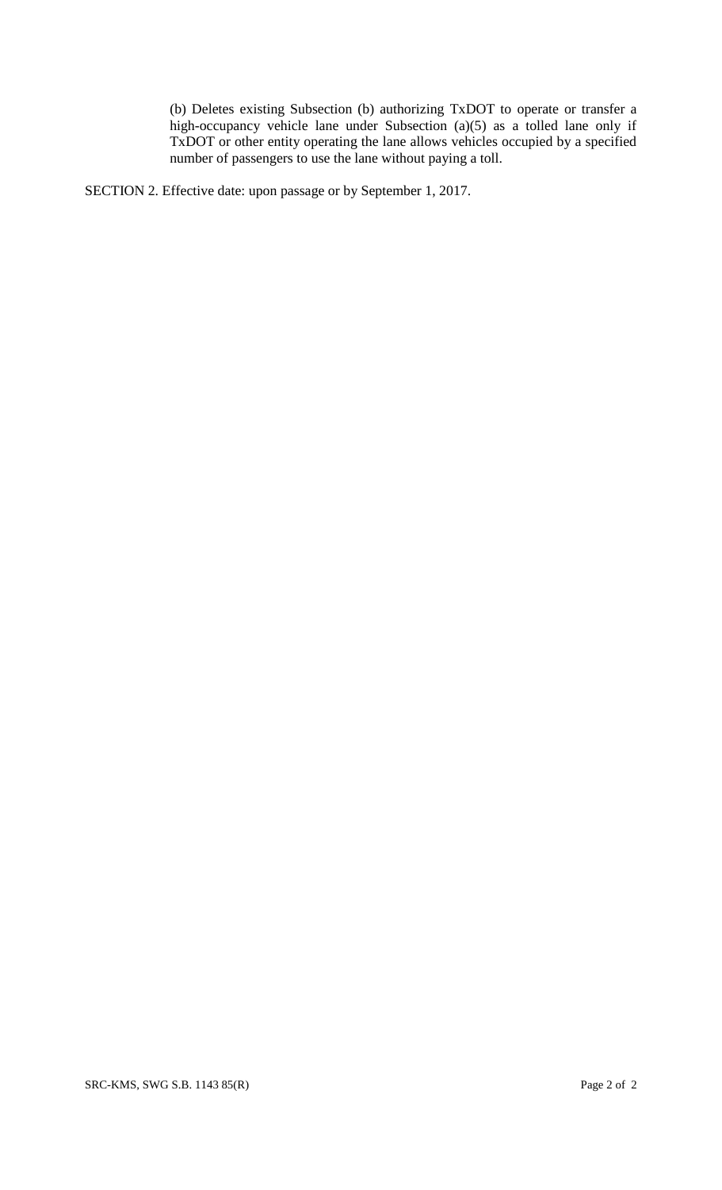(b) Deletes existing Subsection (b) authorizing TxDOT to operate or transfer a high-occupancy vehicle lane under Subsection (a)(5) as a tolled lane only if TxDOT or other entity operating the lane allows vehicles occupied by a specified number of passengers to use the lane without paying a toll.

SECTION 2. Effective date: upon passage or by September 1, 2017.